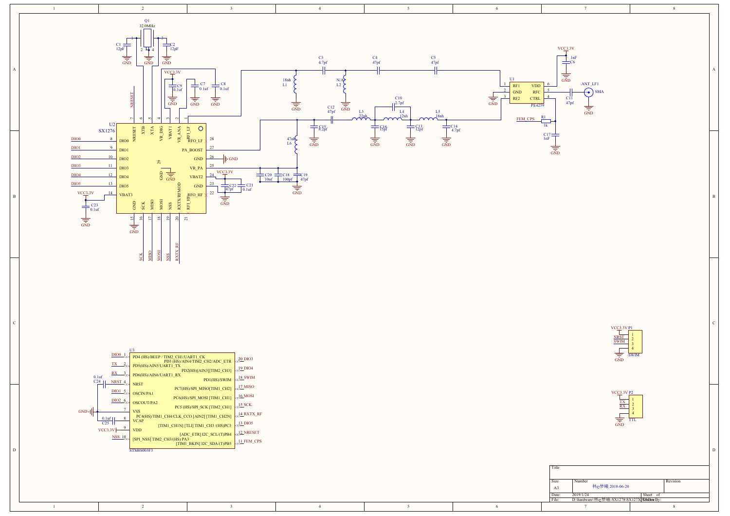Q1 32.0MHz

C1 12pF — C2 12pF

U2 SX1276

| Pin | Name |
|---|---|
| 8 | DIO0 |
| 9 | DIO1 |
| 10 | DIO2 |
| 11 | DIO3 |
| 12 | DIO4 |
| 13 | DIO5 |
| 14 | VBAT3 |
| 7 | NRESET |
| 6 | XTB |
| 4 | XTA |
| 5 | VR_DIG |
| 3 | VBAT1 |
| 2 | VR_ANA |
| 1 | RFI_LF |
| 28 | RFO_LF |
| 27 | PA_BOOST |
| 26 | GND |
| 25 | VR_PA |
| 24 | VBAT2 |
| 23 | GND |
| 22 | RFO_HF |
| 29 | GND |
| 15 | GND |
| 16 | SCK |
| 17 | MISO |
| 18 | MOSI |
| 19 | NSS |
| 20 | RXTX/RFMOD |
| 21 | RFI_HF |

C9 0.1uf, C7 0.1uf, C8 0.1uf, C23 0.1uf, C22 47pf, C21 0.1uf, C20 10nf, C18 100pf, C19 47pf

L1 18nh, L2 N/A, C3 4.7pf, C4 47pf, C5 47pf

C12 47pf, C15 8.2pf, L3 22nh, C16 15pf, C10 2.7pf, L4 12nh, C13 12pf, L5 18nh, C14 4.7pf, L6 47nh

U1 PE4259: 1 RF1, 2 GND, 3 RF2, 6 VDD, 5 RFC, 4 CTRL

C6 1nF, C11 47pf, ANT_LF1 SMA, R1 1k, C17 1nF, FEM_CPS

VCC3.3V, GND

U3 STM8S003F3

| Pin | Name | Net |
|---|---|---|
| 1 | PD4 (HS)/BEEP / TIM2_CH1/UART1_CK | DIO0 |
| 2 | PD5(HS)/AIN5/UART1_TX | TX |
| 3 | PD6(HS)/AIN6/UART1_RX | RX |
| 4 | NRST | NRST |
| 5 | OSCIN/PA1 | DIO1 |
| 6 | OSCOUT/PA2 | DIO2 |
| 7 | VSS | GND |
| 8 | VCAP | C25 0.1uf |
| 9 | VDD | VCC3.3V |
| 10 | [SPI_NSS] TIM2_CH3/(HS) PA3 | NSS |
| 20 | PD3 (HS)/AIN4/TIM2_CH2/ADC_ETR | DIO3 |
| 19 | PD2(HS)[AIN3][TIM2_CH3] | DIO4 |
| 18 | PD1(HS)/SWIM | SWIM |
| 17 | PC7(HS)/SPI_MISO[TIM1_CH2] | MISO |
| 16 | PC6(HS)/SPI_MOSI [TIM1_CH1] | MOSI |
| 15 | PC5 (HS)/SPI_SCK [TIM2_CH1] | SCK |
| 14 | PC4(HS)/TIM1_CH4/CLK_CCO [AIN2] [TIM1_CH2N] | RXTX_RF |
| 13 | [TIM1_CH1N] [TLI] TIM1_CH3 /(HS)PC3 | DIO5 |
| 12 | [ADC_ETR] I2C_SCL/(T)PB4 | NRESET |
| 11 | [TIM1_BKIN] I2C_SDA/(T)PB5 | FEM_CPS |

C24 0.1uf

P1 SWIM: 1 VCC3.3V, 2 NRST, 3 SWIM, 4 GND

P2 TTL: 1 VCC3.3V, 2 TX, 3 RX, 4 GND

| Title | | |
|---|---|---|
| Size: A3 | Number: 林心梦曦 2018-06-20 | Revision |
| Date: 2019/1/24 | | Sheet of |
| File: D:\hardware\林心梦曦-SX1278\SX127X.SchDoc | | Drawn By: |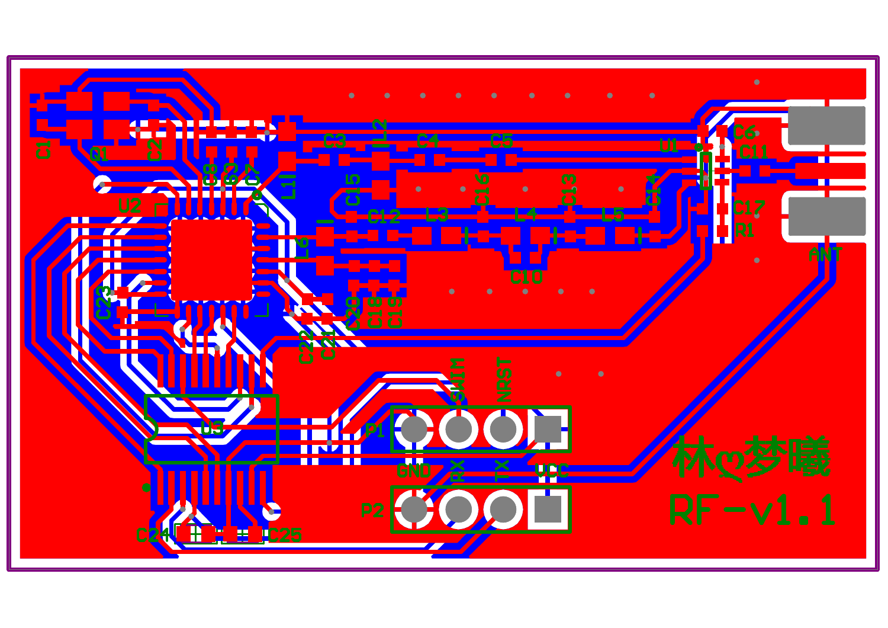C1
Q1
C2
C8
C9
C7
L1
C3
L2
C4
C5
U1
C6
C11
U2
C15
C16
C13
C14
C17
R1
ANT
C12
L3
L4
L5
L6
C10
C23
C20
C18
C19
C22
C21
SWIM
NRST
U3
P1
GND
RX
TX
VCC
P2
C24
C25
林の梦曦
RF-v1.1